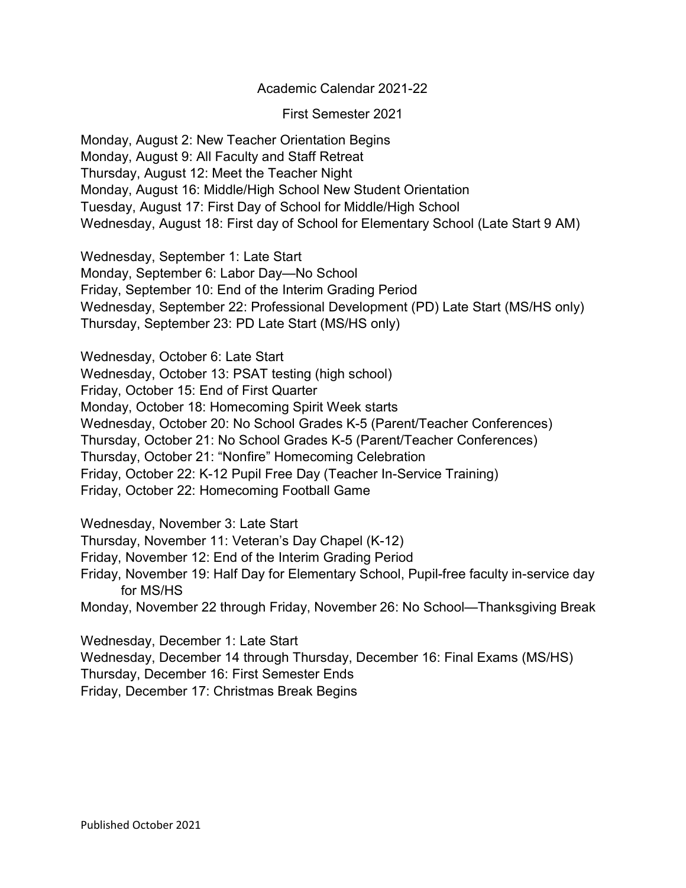# Academic Calendar 2021-22

## First Semester 2021

Monday, August 2: New Teacher Orientation Begins
Monday, August 9: All Faculty and Staff Retreat
Thursday, August 12: Meet the Teacher Night
Monday, August 16: Middle/High School New Student Orientation
Tuesday, August 17: First Day of School for Middle/High School
Wednesday, August 18: First day of School for Elementary School (Late Start 9 AM)

Wednesday, September 1: Late Start
Monday, September 6: Labor Day—No School
Friday, September 10: End of the Interim Grading Period
Wednesday, September 22: Professional Development (PD) Late Start (MS/HS only)
Thursday, September 23: PD Late Start (MS/HS only)

Wednesday, October 6: Late Start
Wednesday, October 13: PSAT testing (high school)
Friday, October 15: End of First Quarter
Monday, October 18: Homecoming Spirit Week starts
Wednesday, October 20: No School Grades K-5 (Parent/Teacher Conferences)
Thursday, October 21: No School Grades K-5 (Parent/Teacher Conferences)
Thursday, October 21: "Nonfire" Homecoming Celebration
Friday, October 22: K-12 Pupil Free Day (Teacher In-Service Training)
Friday, October 22: Homecoming Football Game

Wednesday, November 3: Late Start
Thursday, November 11: Veteran's Day Chapel (K-12)
Friday, November 12: End of the Interim Grading Period
Friday, November 19: Half Day for Elementary School, Pupil-free faculty in-service day for MS/HS
Monday, November 22 through Friday, November 26: No School—Thanksgiving Break

Wednesday, December 1: Late Start
Wednesday, December 14 through Thursday, December 16: Final Exams (MS/HS)
Thursday, December 16: First Semester Ends
Friday, December 17: Christmas Break Begins

Published October 2021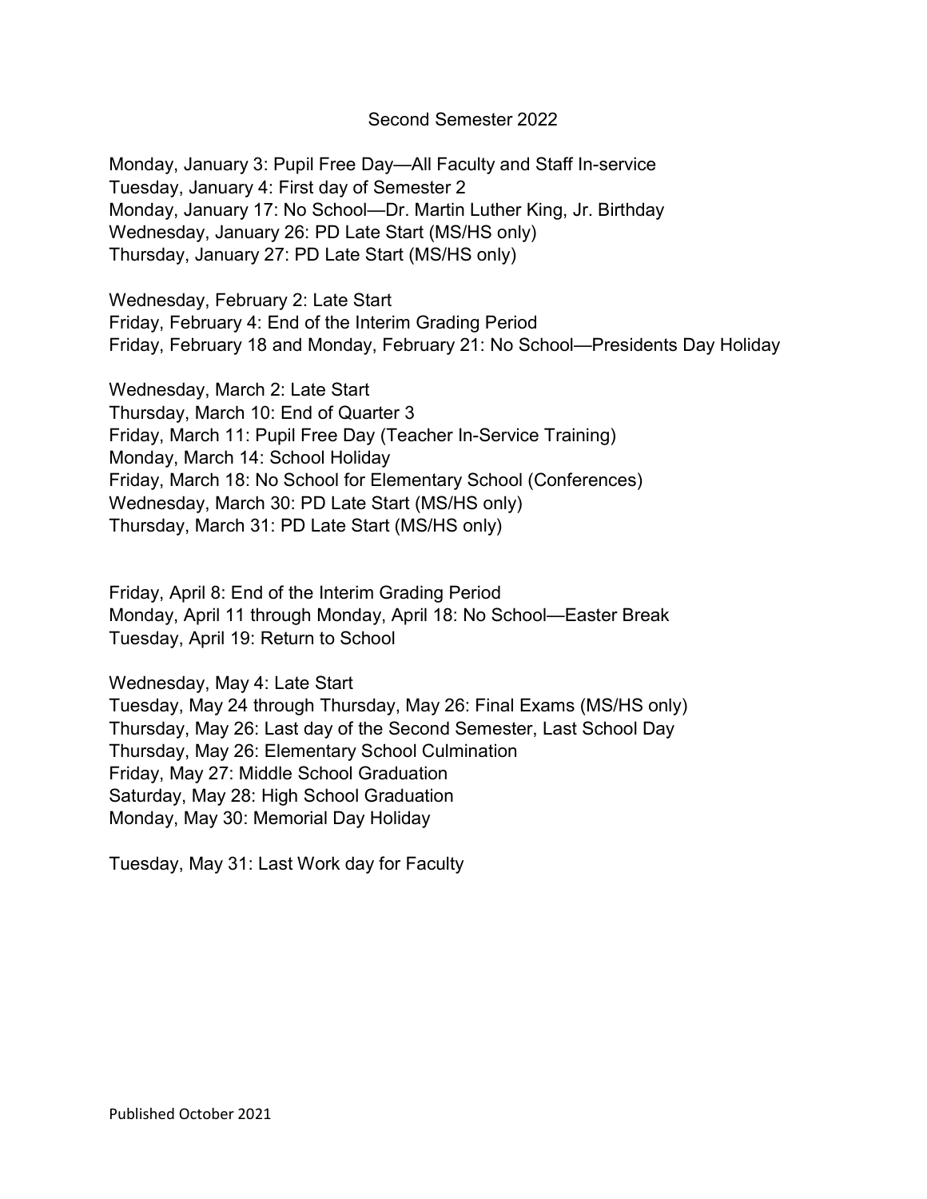Second Semester 2022

Monday, January 3: Pupil Free Day—All Faculty and Staff In-service
Tuesday, January 4: First day of Semester 2
Monday, January 17: No School—Dr. Martin Luther King, Jr. Birthday
Wednesday, January 26: PD Late Start (MS/HS only)
Thursday, January 27: PD Late Start (MS/HS only)

Wednesday, February 2: Late Start
Friday, February 4: End of the Interim Grading Period
Friday, February 18 and Monday, February 21: No School—Presidents Day Holiday

Wednesday, March 2: Late Start
Thursday, March 10: End of Quarter 3
Friday, March 11: Pupil Free Day (Teacher In-Service Training)
Monday, March 14: School Holiday
Friday, March 18: No School for Elementary School (Conferences)
Wednesday, March 30: PD Late Start (MS/HS only)
Thursday, March 31: PD Late Start (MS/HS only)

Friday, April 8: End of the Interim Grading Period
Monday, April 11 through Monday, April 18: No School—Easter Break
Tuesday, April 19: Return to School

Wednesday, May 4: Late Start
Tuesday, May 24 through Thursday, May 26: Final Exams (MS/HS only)
Thursday, May 26: Last day of the Second Semester, Last School Day
Thursday, May 26: Elementary School Culmination
Friday, May 27: Middle School Graduation
Saturday, May 28: High School Graduation
Monday, May 30: Memorial Day Holiday

Tuesday, May 31: Last Work day for Faculty

Published October 2021